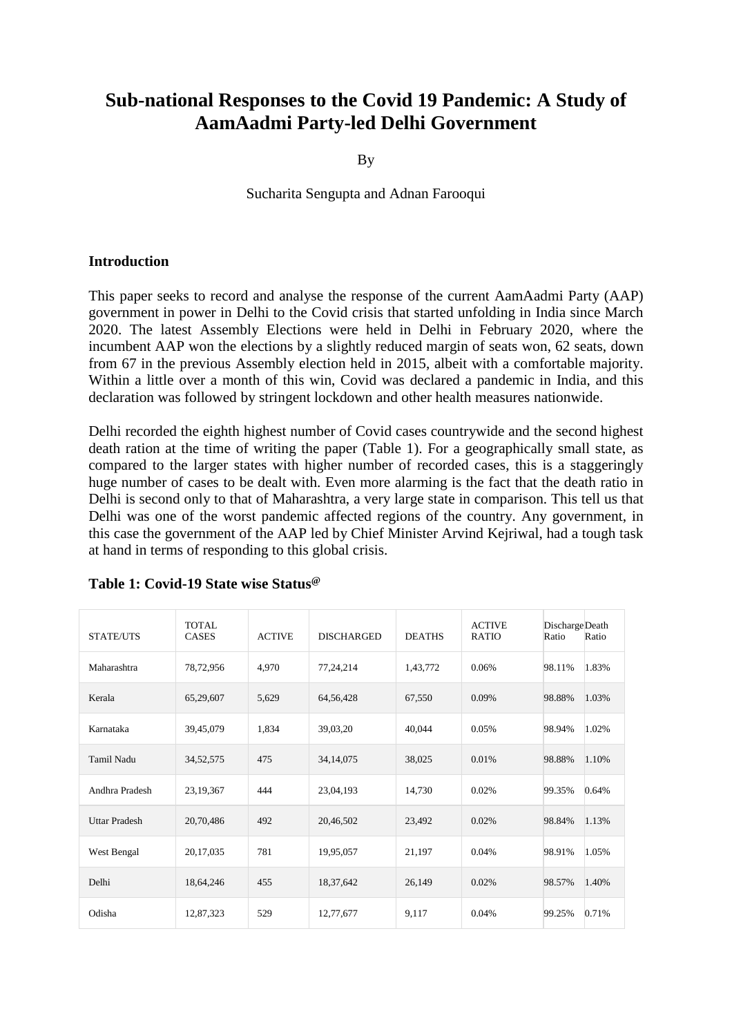# Sub-national Responses to the Covid 19 Pandemic: A Study of AamAadmi Party-led Delhi Government

By

Sucharita Sengupta and Adnan Farooqui

## Introduction

This paper seeks to record and analyse the response of the current AamAadmi Party (AAP) government in power in Delhi to the Covid crisis that started unfolding in India since March 2020. The latest Assembly Elections were held in Delhi in February 2020, where the incumbent AAP won the elections by a slightly reduced margin of seats won, 62 seats, down from 67 in the previous Assembly election held in 2015, albeit with a comfortable majority. Within a little over a month of this win, Covid was declared a pandemic in India, and this declaration was followed by stringent lockdown and other health measures nationwide.

Delhi recorded the eighth highest number of Covid cases countrywide and the second highest death ration at the time of writing the paper (Table 1). For a geographically small state, as compared to the larger states with higher number of recorded cases, this is a staggeringly huge number of cases to be dealt with. Even more alarming is the fact that the death ratio in Delhi is second only to that of Maharashtra, a very large state in comparison. This tell us that Delhi was one of the worst pandemic affected regions of the country. Any government, in this case the government of the AAP led by Chief Minister Arvind Kejriwal, had a tough task at hand in terms of responding to this global crisis.

**Table 1: Covid-19 State wise Status@**

| STATE/UTS | TOTAL CASES | ACTIVE | DISCHARGED | DEATHS | ACTIVE RATIO | Discharge Ratio | Death Ratio |
|---|---|---|---|---|---|---|---|
| Maharashtra | 78,72,956 | 4,970 | 77,24,214 | 1,43,772 | 0.06% | 98.11% | 1.83% |
| Kerala | 65,29,607 | 5,629 | 64,56,428 | 67,550 | 0.09% | 98.88% | 1.03% |
| Karnataka | 39,45,079 | 1,834 | 39,03,20 | 40,044 | 0.05% | 98.94% | 1.02% |
| Tamil Nadu | 34,52,575 | 475 | 34,14,075 | 38,025 | 0.01% | 98.88% | 1.10% |
| Andhra Pradesh | 23,19,367 | 444 | 23,04,193 | 14,730 | 0.02% | 99.35% | 0.64% |
| Uttar Pradesh | 20,70,486 | 492 | 20,46,502 | 23,492 | 0.02% | 98.84% | 1.13% |
| West Bengal | 20,17,035 | 781 | 19,95,057 | 21,197 | 0.04% | 98.91% | 1.05% |
| Delhi | 18,64,246 | 455 | 18,37,642 | 26,149 | 0.02% | 98.57% | 1.40% |
| Odisha | 12,87,323 | 529 | 12,77,677 | 9,117 | 0.04% | 99.25% | 0.71% |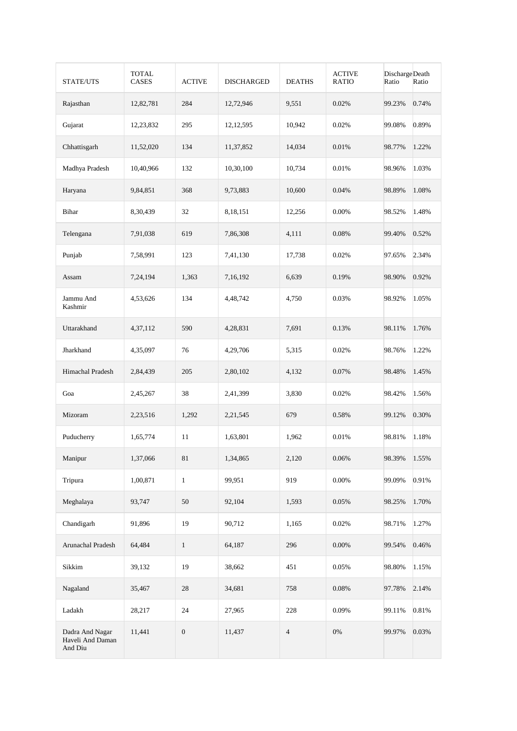| STATE/UTS | TOTAL CASES | ACTIVE | DISCHARGED | DEATHS | ACTIVE RATIO | Discharge Ratio | Death Ratio |
|---|---|---|---|---|---|---|---|
| Rajasthan | 12,82,781 | 284 | 12,72,946 | 9,551 | 0.02% | 99.23% | 0.74% |
| Gujarat | 12,23,832 | 295 | 12,12,595 | 10,942 | 0.02% | 99.08% | 0.89% |
| Chhattisgarh | 11,52,020 | 134 | 11,37,852 | 14,034 | 0.01% | 98.77% | 1.22% |
| Madhya Pradesh | 10,40,966 | 132 | 10,30,100 | 10,734 | 0.01% | 98.96% | 1.03% |
| Haryana | 9,84,851 | 368 | 9,73,883 | 10,600 | 0.04% | 98.89% | 1.08% |
| Bihar | 8,30,439 | 32 | 8,18,151 | 12,256 | 0.00% | 98.52% | 1.48% |
| Telengana | 7,91,038 | 619 | 7,86,308 | 4,111 | 0.08% | 99.40% | 0.52% |
| Punjab | 7,58,991 | 123 | 7,41,130 | 17,738 | 0.02% | 97.65% | 2.34% |
| Assam | 7,24,194 | 1,363 | 7,16,192 | 6,639 | 0.19% | 98.90% | 0.92% |
| Jammu And Kashmir | 4,53,626 | 134 | 4,48,742 | 4,750 | 0.03% | 98.92% | 1.05% |
| Uttarakhand | 4,37,112 | 590 | 4,28,831 | 7,691 | 0.13% | 98.11% | 1.76% |
| Jharkhand | 4,35,097 | 76 | 4,29,706 | 5,315 | 0.02% | 98.76% | 1.22% |
| Himachal Pradesh | 2,84,439 | 205 | 2,80,102 | 4,132 | 0.07% | 98.48% | 1.45% |
| Goa | 2,45,267 | 38 | 2,41,399 | 3,830 | 0.02% | 98.42% | 1.56% |
| Mizoram | 2,23,516 | 1,292 | 2,21,545 | 679 | 0.58% | 99.12% | 0.30% |
| Puducherry | 1,65,774 | 11 | 1,63,801 | 1,962 | 0.01% | 98.81% | 1.18% |
| Manipur | 1,37,066 | 81 | 1,34,865 | 2,120 | 0.06% | 98.39% | 1.55% |
| Tripura | 1,00,871 | 1 | 99,951 | 919 | 0.00% | 99.09% | 0.91% |
| Meghalaya | 93,747 | 50 | 92,104 | 1,593 | 0.05% | 98.25% | 1.70% |
| Chandigarh | 91,896 | 19 | 90,712 | 1,165 | 0.02% | 98.71% | 1.27% |
| Arunachal Pradesh | 64,484 | 1 | 64,187 | 296 | 0.00% | 99.54% | 0.46% |
| Sikkim | 39,132 | 19 | 38,662 | 451 | 0.05% | 98.80% | 1.15% |
| Nagaland | 35,467 | 28 | 34,681 | 758 | 0.08% | 97.78% | 2.14% |
| Ladakh | 28,217 | 24 | 27,965 | 228 | 0.09% | 99.11% | 0.81% |
| Dadra And Nagar Haveli And Daman And Diu | 11,441 | 0 | 11,437 | 4 | 0% | 99.97% | 0.03% |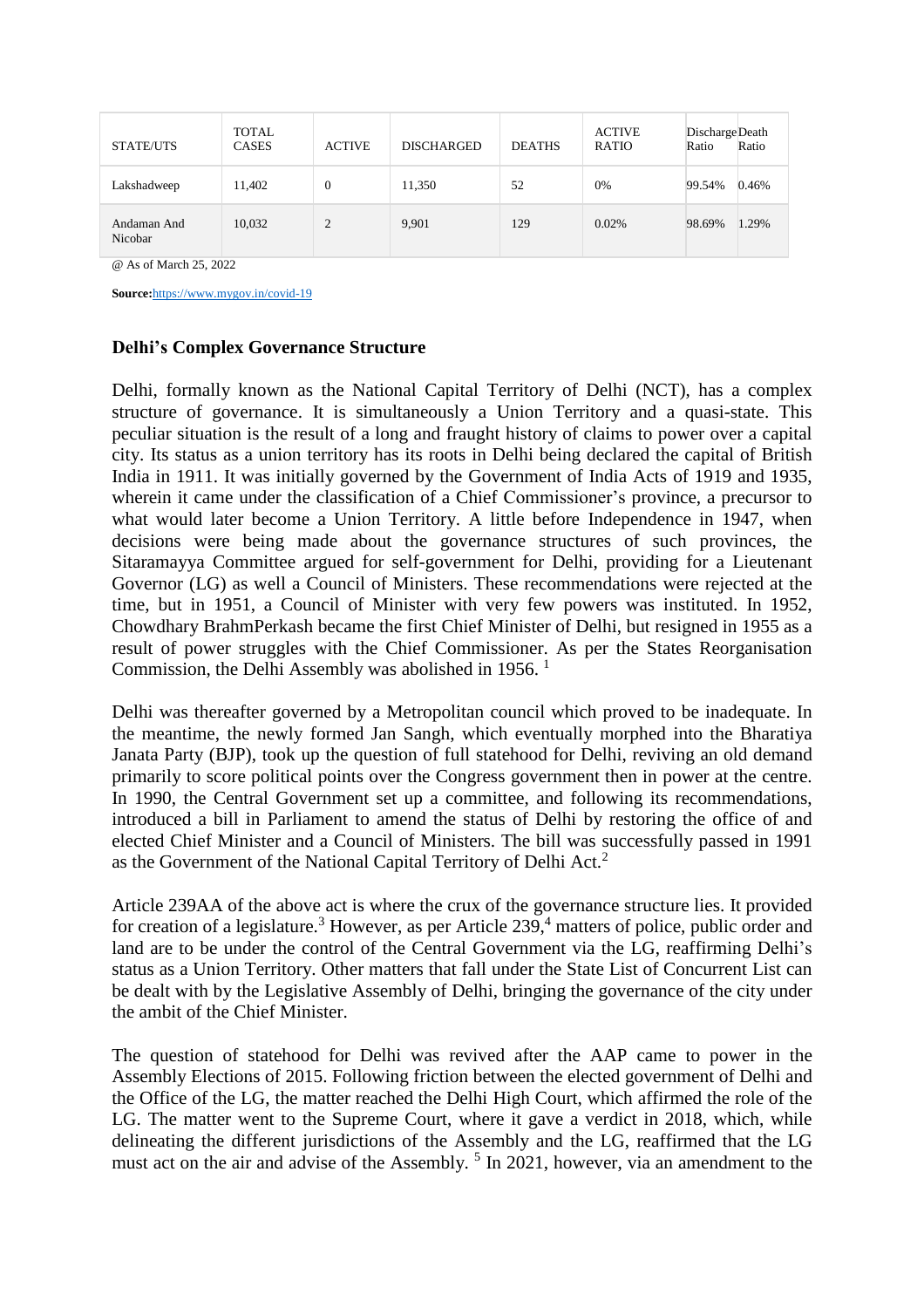| STATE/UTS | TOTAL CASES | ACTIVE | DISCHARGED | DEATHS | ACTIVE RATIO | Discharge Ratio | Death Ratio |
|---|---|---|---|---|---|---|---|
| Lakshadweep | 11,402 | 0 | 11,350 | 52 | 0% | 99.54% | 0.46% |
| Andaman And Nicobar | 10,032 | 2 | 9,901 | 129 | 0.02% | 98.69% | 1.29% |

@ As of March 25, 2022

**Source:**https://www.mygov.in/covid-19

## Delhi's Complex Governance Structure

Delhi, formally known as the National Capital Territory of Delhi (NCT), has a complex structure of governance. It is simultaneously a Union Territory and a quasi-state. This peculiar situation is the result of a long and fraught history of claims to power over a capital city. Its status as a union territory has its roots in Delhi being declared the capital of British India in 1911. It was initially governed by the Government of India Acts of 1919 and 1935, wherein it came under the classification of a Chief Commissioner's province, a precursor to what would later become a Union Territory. A little before Independence in 1947, when decisions were being made about the governance structures of such provinces, the Sitaramayya Committee argued for self-government for Delhi, providing for a Lieutenant Governor (LG) as well a Council of Ministers. These recommendations were rejected at the time, but in 1951, a Council of Minister with very few powers was instituted. In 1952, Chowdhary BrahmPerkash became the first Chief Minister of Delhi, but resigned in 1955 as a result of power struggles with the Chief Commissioner. As per the States Reorganisation Commission, the Delhi Assembly was abolished in 1956. [1]

Delhi was thereafter governed by a Metropolitan council which proved to be inadequate. In the meantime, the newly formed Jan Sangh, which eventually morphed into the Bharatiya Janata Party (BJP), took up the question of full statehood for Delhi, reviving an old demand primarily to score political points over the Congress government then in power at the centre. In 1990, the Central Government set up a committee, and following its recommendations, introduced a bill in Parliament to amend the status of Delhi by restoring the office of and elected Chief Minister and a Council of Ministers. The bill was successfully passed in 1991 as the Government of the National Capital Territory of Delhi Act.[2]

Article 239AA of the above act is where the crux of the governance structure lies. It provided for creation of a legislature.[3] However, as per Article 239,[4] matters of police, public order and land are to be under the control of the Central Government via the LG, reaffirming Delhi's status as a Union Territory. Other matters that fall under the State List of Concurrent List can be dealt with by the Legislative Assembly of Delhi, bringing the governance of the city under the ambit of the Chief Minister.

The question of statehood for Delhi was revived after the AAP came to power in the Assembly Elections of 2015. Following friction between the elected government of Delhi and the Office of the LG, the matter reached the Delhi High Court, which affirmed the role of the LG. The matter went to the Supreme Court, where it gave a verdict in 2018, which, while delineating the different jurisdictions of the Assembly and the LG, reaffirmed that the LG must act on the air and advise of the Assembly. [5] In 2021, however, via an amendment to the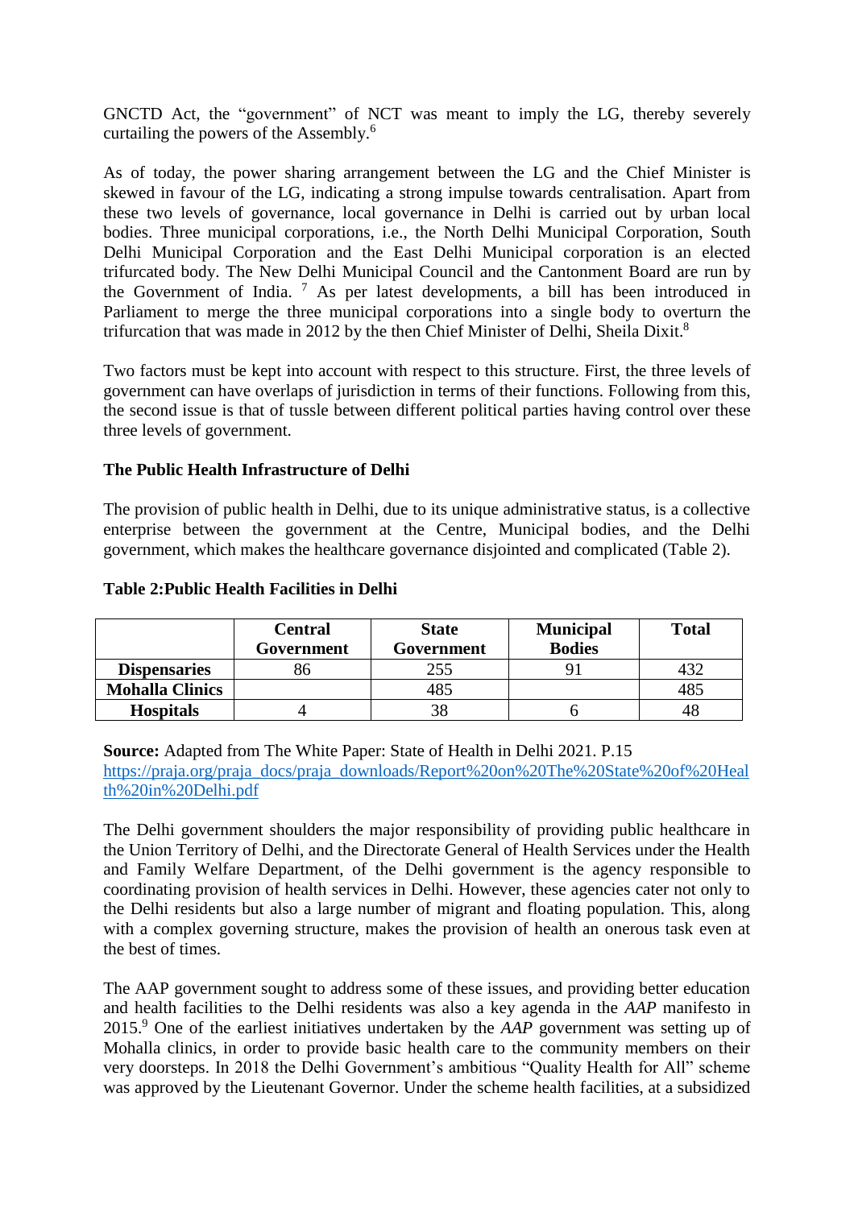GNCTD Act, the "government" of NCT was meant to imply the LG, thereby severely curtailing the powers of the Assembly.[6]

As of today, the power sharing arrangement between the LG and the Chief Minister is skewed in favour of the LG, indicating a strong impulse towards centralisation. Apart from these two levels of governance, local governance in Delhi is carried out by urban local bodies. Three municipal corporations, i.e., the North Delhi Municipal Corporation, South Delhi Municipal Corporation and the East Delhi Municipal corporation is an elected trifurcated body. The New Delhi Municipal Council and the Cantonment Board are run by the Government of India. [7] As per latest developments, a bill has been introduced in Parliament to merge the three municipal corporations into a single body to overturn the trifurcation that was made in 2012 by the then Chief Minister of Delhi, Sheila Dixit.[8]

Two factors must be kept into account with respect to this structure. First, the three levels of government can have overlaps of jurisdiction in terms of their functions. Following from this, the second issue is that of tussle between different political parties having control over these three levels of government.

**The Public Health Infrastructure of Delhi**

The provision of public health in Delhi, due to its unique administrative status, is a collective enterprise between the government at the Centre, Municipal bodies, and the Delhi government, which makes the healthcare governance disjointed and complicated (Table 2).

**Table 2:Public Health Facilities in Delhi**

| | Central Government | State Government | Municipal Bodies | Total |
|---|---|---|---|---|
| **Dispensaries** | 86 | 255 | 91 | 432 |
| **Mohalla Clinics** | | 485 | | 485 |
| **Hospitals** | 4 | 38 | 6 | 48 |

**Source:** Adapted from The White Paper: State of Health in Delhi 2021. P.15 https://praja.org/praja_docs/praja_downloads/Report%20on%20The%20State%20of%20Health%20in%20Delhi.pdf

The Delhi government shoulders the major responsibility of providing public healthcare in the Union Territory of Delhi, and the Directorate General of Health Services under the Health and Family Welfare Department, of the Delhi government is the agency responsible to coordinating provision of health services in Delhi. However, these agencies cater not only to the Delhi residents but also a large number of migrant and floating population. This, along with a complex governing structure, makes the provision of health an onerous task even at the best of times.

The AAP government sought to address some of these issues, and providing better education and health facilities to the Delhi residents was also a key agenda in the *AAP* manifesto in 2015.[9] One of the earliest initiatives undertaken by the *AAP* government was setting up of Mohalla clinics, in order to provide basic health care to the community members on their very doorsteps. In 2018 the Delhi Government's ambitious "Quality Health for All" scheme was approved by the Lieutenant Governor. Under the scheme health facilities, at a subsidized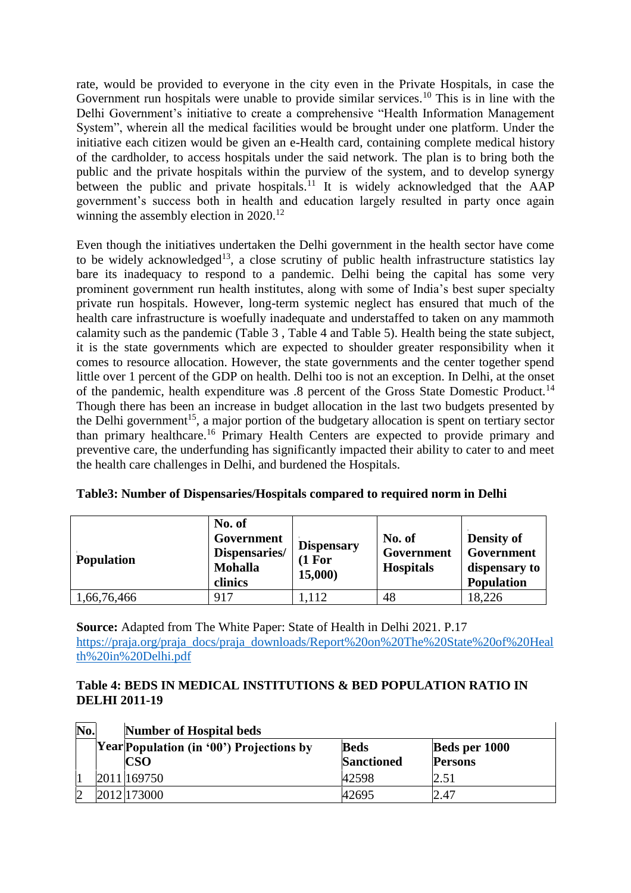rate, would be provided to everyone in the city even in the Private Hospitals, in case the Government run hospitals were unable to provide similar services.[10] This is in line with the Delhi Government's initiative to create a comprehensive "Health Information Management System", wherein all the medical facilities would be brought under one platform. Under the initiative each citizen would be given an e-Health card, containing complete medical history of the cardholder, to access hospitals under the said network. The plan is to bring both the public and the private hospitals within the purview of the system, and to develop synergy between the public and private hospitals.[11] It is widely acknowledged that the AAP government's success both in health and education largely resulted in party once again winning the assembly election in 2020.[12]

Even though the initiatives undertaken the Delhi government in the health sector have come to be widely acknowledged[13], a close scrutiny of public health infrastructure statistics lay bare its inadequacy to respond to a pandemic. Delhi being the capital has some very prominent government run health institutes, along with some of India's best super specialty private run hospitals. However, long-term systemic neglect has ensured that much of the health care infrastructure is woefully inadequate and understaffed to taken on any mammoth calamity such as the pandemic (Table 3 , Table 4 and Table 5). Health being the state subject, it is the state governments which are expected to shoulder greater responsibility when it comes to resource allocation. However, the state governments and the center together spend little over 1 percent of the GDP on health. Delhi too is not an exception. In Delhi, at the onset of the pandemic, health expenditure was .8 percent of the Gross State Domestic Product.[14] Though there has been an increase in budget allocation in the last two budgets presented by the Delhi government[15], a major portion of the budgetary allocation is spent on tertiary sector than primary healthcare.[16] Primary Health Centers are expected to provide primary and preventive care, the underfunding has significantly impacted their ability to cater to and meet the health care challenges in Delhi, and burdened the Hospitals.

**Table3: Number of Dispensaries/Hospitals compared to required norm in Delhi**

| Population | No. of Government Dispensaries/ Mohalla clinics | Dispensary (1 For 15,000) | No. of Government Hospitals | Density of Government dispensary to Population |
|---|---|---|---|---|
| 1,66,76,466 | 917 | 1,112 | 48 | 18,226 |

**Source:** Adapted from The White Paper: State of Health in Delhi 2021. P.17 [https://praja.org/praja_docs/praja_downloads/Report%20on%20The%20State%20of%20Health%20in%20Delhi.pdf](https://praja.org/praja_docs/praja_downloads/Report%20on%20The%20State%20of%20Health%20in%20Delhi.pdf)

**Table 4: BEDS IN MEDICAL INSTITUTIONS & BED POPULATION RATIO IN DELHI 2011-19**

| No. | | Number of Hospital beds | | |
|---|---|---|---|---|
| | Year | Population (in '00') Projections by CSO | Beds Sanctioned | Beds per 1000 Persons |
| 1 | 2011 | 169750 | 42598 | 2.51 |
| 2 | 2012 | 173000 | 42695 | 2.47 |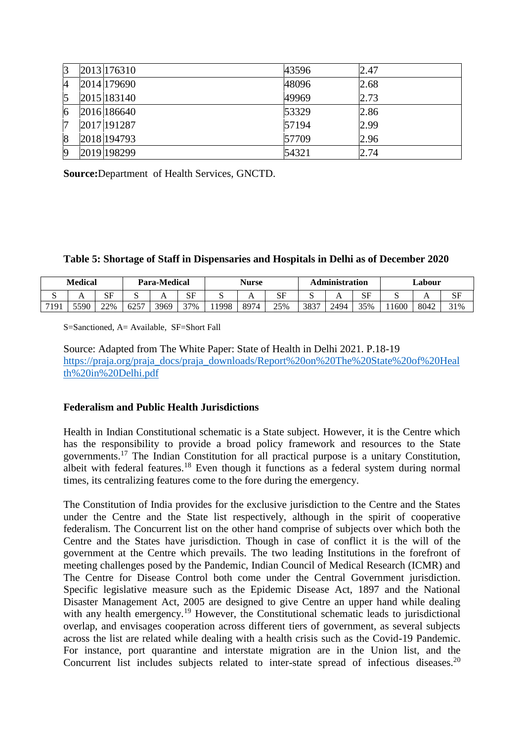| 3 | 2013 | 176310 | 43596 | 2.47 |
|---|---|---|---|---|
| 4 | 2014 | 179690 | 48096 | 2.68 |
| 5 | 2015 | 183140 | 49969 | 2.73 |
| 6 | 2016 | 186640 | 53329 | 2.86 |
| 7 | 2017 | 191287 | 57194 | 2.99 |
| 8 | 2018 | 194793 | 57709 | 2.96 |
| 9 | 2019 | 198299 | 54321 | 2.74 |

**Source:**Department of Health Services, GNCTD.

**Table 5: Shortage of Staff in Dispensaries and Hospitals in Delhi as of December 2020**

| Medical | | | Para-Medical | | | Nurse | | | Administration | | | Labour | | |
|---|---|---|---|---|---|---|---|---|---|---|---|---|---|---|
| S | A | SF | S | A | SF | S | A | SF | S | A | SF | S | A | SF |
| 7191 | 5590 | 22% | 6257 | 3969 | 37% | 11998 | 8974 | 25% | 3837 | 2494 | 35% | 11600 | 8042 | 31% |

S=Sanctioned, A= Available, SF=Short Fall

Source: Adapted from The White Paper: State of Health in Delhi 2021. P.18-19
https://praja.org/praja_docs/praja_downloads/Report%20on%20The%20State%20of%20Health%20in%20Delhi.pdf

**Federalism and Public Health Jurisdictions**

Health in Indian Constitutional schematic is a State subject. However, it is the Centre which has the responsibility to provide a broad policy framework and resources to the State governments.[17] The Indian Constitution for all practical purpose is a unitary Constitution, albeit with federal features.[18] Even though it functions as a federal system during normal times, its centralizing features come to the fore during the emergency.

The Constitution of India provides for the exclusive jurisdiction to the Centre and the States under the Centre and the State list respectively, although in the spirit of cooperative federalism. The Concurrent list on the other hand comprise of subjects over which both the Centre and the States have jurisdiction. Though in case of conflict it is the will of the government at the Centre which prevails. The two leading Institutions in the forefront of meeting challenges posed by the Pandemic, Indian Council of Medical Research (ICMR) and The Centre for Disease Control both come under the Central Government jurisdiction. Specific legislative measure such as the Epidemic Disease Act, 1897 and the National Disaster Management Act, 2005 are designed to give Centre an upper hand while dealing with any health emergency.[19] However, the Constitutional schematic leads to jurisdictional overlap, and envisages cooperation across different tiers of government, as several subjects across the list are related while dealing with a health crisis such as the Covid-19 Pandemic. For instance, port quarantine and interstate migration are in the Union list, and the Concurrent list includes subjects related to inter-state spread of infectious diseases.[20]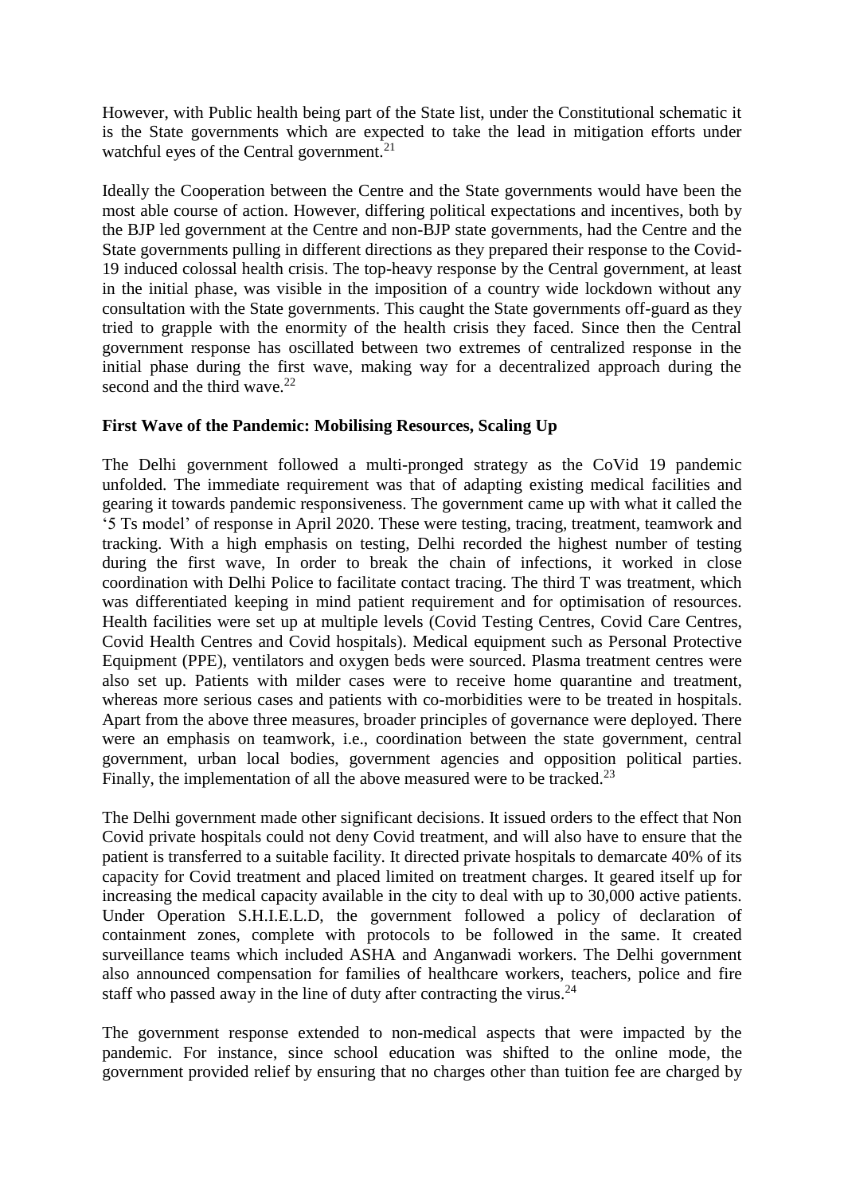However, with Public health being part of the State list, under the Constitutional schematic it is the State governments which are expected to take the lead in mitigation efforts under watchful eyes of the Central government.[21]

Ideally the Cooperation between the Centre and the State governments would have been the most able course of action. However, differing political expectations and incentives, both by the BJP led government at the Centre and non-BJP state governments, had the Centre and the State governments pulling in different directions as they prepared their response to the Covid-19 induced colossal health crisis. The top-heavy response by the Central government, at least in the initial phase, was visible in the imposition of a country wide lockdown without any consultation with the State governments. This caught the State governments off-guard as they tried to grapple with the enormity of the health crisis they faced. Since then the Central government response has oscillated between two extremes of centralized response in the initial phase during the first wave, making way for a decentralized approach during the second and the third wave.[22]

**First Wave of the Pandemic: Mobilising Resources, Scaling Up**

The Delhi government followed a multi-pronged strategy as the CoVid 19 pandemic unfolded. The immediate requirement was that of adapting existing medical facilities and gearing it towards pandemic responsiveness. The government came up with what it called the '5 Ts model' of response in April 2020. These were testing, tracing, treatment, teamwork and tracking. With a high emphasis on testing, Delhi recorded the highest number of testing during the first wave, In order to break the chain of infections, it worked in close coordination with Delhi Police to facilitate contact tracing. The third T was treatment, which was differentiated keeping in mind patient requirement and for optimisation of resources. Health facilities were set up at multiple levels (Covid Testing Centres, Covid Care Centres, Covid Health Centres and Covid hospitals). Medical equipment such as Personal Protective Equipment (PPE), ventilators and oxygen beds were sourced. Plasma treatment centres were also set up. Patients with milder cases were to receive home quarantine and treatment, whereas more serious cases and patients with co-morbidities were to be treated in hospitals. Apart from the above three measures, broader principles of governance were deployed. There were an emphasis on teamwork, i.e., coordination between the state government, central government, urban local bodies, government agencies and opposition political parties. Finally, the implementation of all the above measured were to be tracked.[23]

The Delhi government made other significant decisions. It issued orders to the effect that Non Covid private hospitals could not deny Covid treatment, and will also have to ensure that the patient is transferred to a suitable facility. It directed private hospitals to demarcate 40% of its capacity for Covid treatment and placed limited on treatment charges. It geared itself up for increasing the medical capacity available in the city to deal with up to 30,000 active patients. Under Operation S.H.I.E.L.D, the government followed a policy of declaration of containment zones, complete with protocols to be followed in the same. It created surveillance teams which included ASHA and Anganwadi workers. The Delhi government also announced compensation for families of healthcare workers, teachers, police and fire staff who passed away in the line of duty after contracting the virus.[24]

The government response extended to non-medical aspects that were impacted by the pandemic. For instance, since school education was shifted to the online mode, the government provided relief by ensuring that no charges other than tuition fee are charged by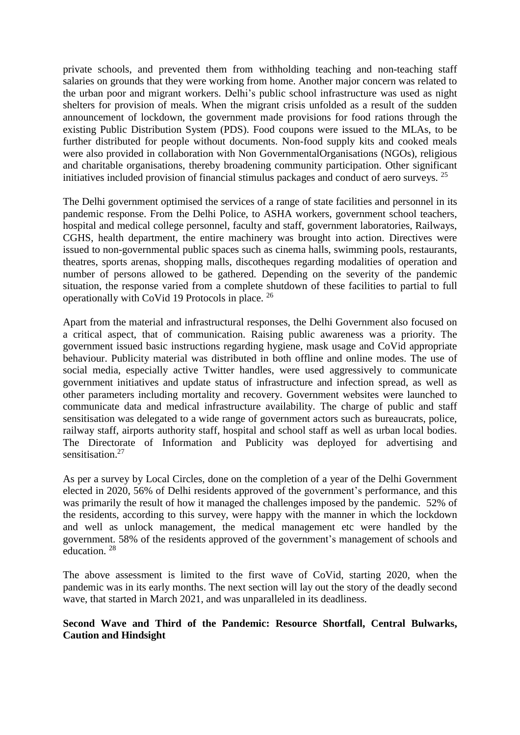private schools, and prevented them from withholding teaching and non-teaching staff salaries on grounds that they were working from home. Another major concern was related to the urban poor and migrant workers. Delhi's public school infrastructure was used as night shelters for provision of meals. When the migrant crisis unfolded as a result of the sudden announcement of lockdown, the government made provisions for food rations through the existing Public Distribution System (PDS). Food coupons were issued to the MLAs, to be further distributed for people without documents. Non-food supply kits and cooked meals were also provided in collaboration with Non GovernmentalOrganisations (NGOs), religious and charitable organisations, thereby broadening community participation. Other significant initiatives included provision of financial stimulus packages and conduct of aero surveys. [25]

The Delhi government optimised the services of a range of state facilities and personnel in its pandemic response. From the Delhi Police, to ASHA workers, government school teachers, hospital and medical college personnel, faculty and staff, government laboratories, Railways, CGHS, health department, the entire machinery was brought into action. Directives were issued to non-governmental public spaces such as cinema halls, swimming pools, restaurants, theatres, sports arenas, shopping malls, discotheques regarding modalities of operation and number of persons allowed to be gathered. Depending on the severity of the pandemic situation, the response varied from a complete shutdown of these facilities to partial to full operationally with CoVid 19 Protocols in place. [26]

Apart from the material and infrastructural responses, the Delhi Government also focused on a critical aspect, that of communication. Raising public awareness was a priority. The government issued basic instructions regarding hygiene, mask usage and CoVid appropriate behaviour. Publicity material was distributed in both offline and online modes. The use of social media, especially active Twitter handles, were used aggressively to communicate government initiatives and update status of infrastructure and infection spread, as well as other parameters including mortality and recovery. Government websites were launched to communicate data and medical infrastructure availability. The charge of public and staff sensitisation was delegated to a wide range of government actors such as bureaucrats, police, railway staff, airports authority staff, hospital and school staff as well as urban local bodies. The Directorate of Information and Publicity was deployed for advertising and sensitisation.[27]

As per a survey by Local Circles, done on the completion of a year of the Delhi Government elected in 2020, 56% of Delhi residents approved of the government's performance, and this was primarily the result of how it managed the challenges imposed by the pandemic. 52% of the residents, according to this survey, were happy with the manner in which the lockdown and well as unlock management, the medical management etc were handled by the government. 58% of the residents approved of the government's management of schools and education. [28]

The above assessment is limited to the first wave of CoVid, starting 2020, when the pandemic was in its early months. The next section will lay out the story of the deadly second wave, that started in March 2021, and was unparalleled in its deadliness.

**Second Wave and Third of the Pandemic: Resource Shortfall, Central Bulwarks, Caution and Hindsight**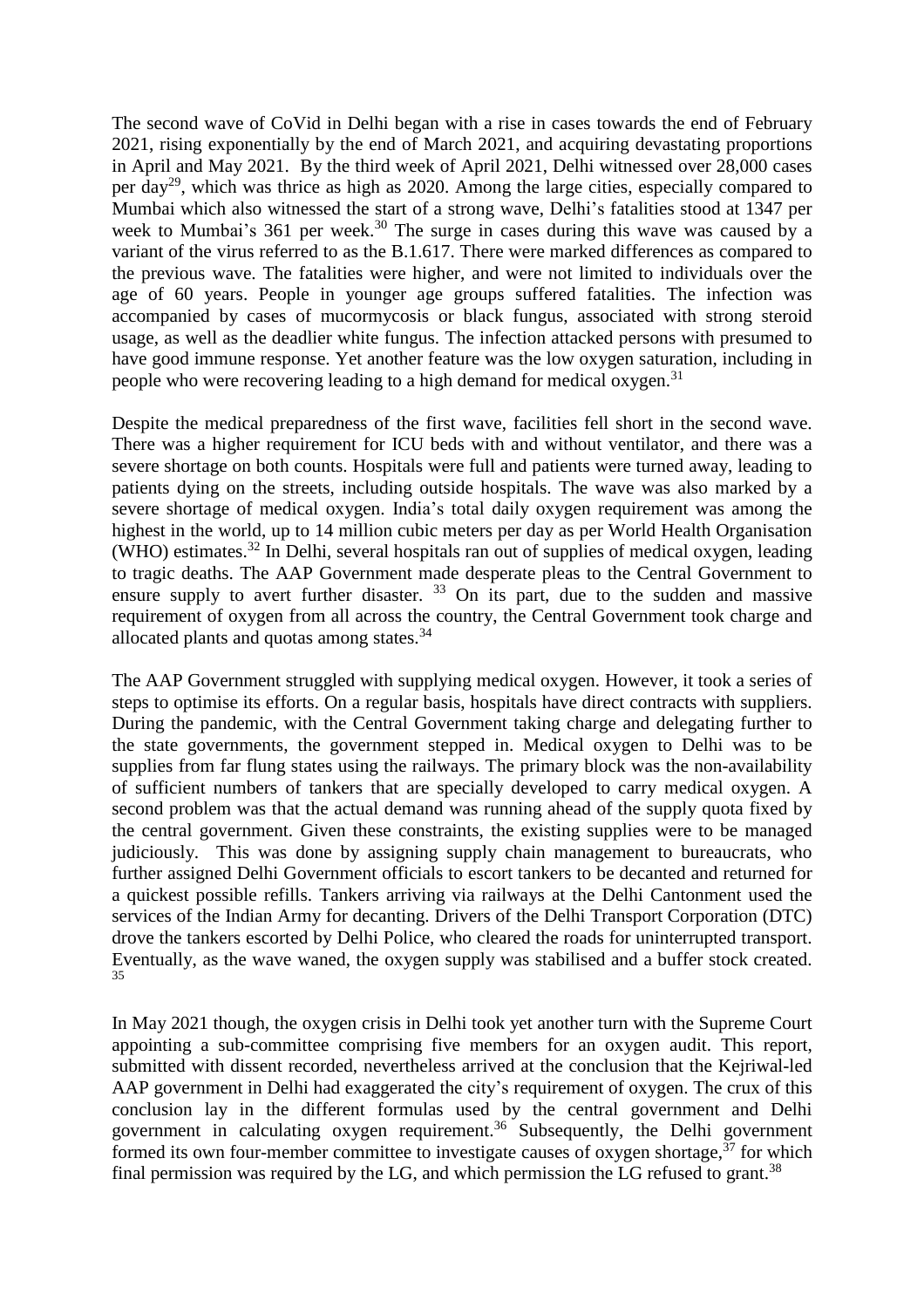The second wave of CoVid in Delhi began with a rise in cases towards the end of February 2021, rising exponentially by the end of March 2021, and acquiring devastating proportions in April and May 2021. By the third week of April 2021, Delhi witnessed over 28,000 cases per day[29], which was thrice as high as 2020. Among the large cities, especially compared to Mumbai which also witnessed the start of a strong wave, Delhi's fatalities stood at 1347 per week to Mumbai's 361 per week.[30] The surge in cases during this wave was caused by a variant of the virus referred to as the B.1.617. There were marked differences as compared to the previous wave. The fatalities were higher, and were not limited to individuals over the age of 60 years. People in younger age groups suffered fatalities. The infection was accompanied by cases of mucormycosis or black fungus, associated with strong steroid usage, as well as the deadlier white fungus. The infection attacked persons with presumed to have good immune response. Yet another feature was the low oxygen saturation, including in people who were recovering leading to a high demand for medical oxygen.[31]

Despite the medical preparedness of the first wave, facilities fell short in the second wave. There was a higher requirement for ICU beds with and without ventilator, and there was a severe shortage on both counts. Hospitals were full and patients were turned away, leading to patients dying on the streets, including outside hospitals. The wave was also marked by a severe shortage of medical oxygen. India's total daily oxygen requirement was among the highest in the world, up to 14 million cubic meters per day as per World Health Organisation (WHO) estimates.[32] In Delhi, several hospitals ran out of supplies of medical oxygen, leading to tragic deaths. The AAP Government made desperate pleas to the Central Government to ensure supply to avert further disaster. [33] On its part, due to the sudden and massive requirement of oxygen from all across the country, the Central Government took charge and allocated plants and quotas among states.[34]

The AAP Government struggled with supplying medical oxygen. However, it took a series of steps to optimise its efforts. On a regular basis, hospitals have direct contracts with suppliers. During the pandemic, with the Central Government taking charge and delegating further to the state governments, the government stepped in. Medical oxygen to Delhi was to be supplies from far flung states using the railways. The primary block was the non-availability of sufficient numbers of tankers that are specially developed to carry medical oxygen. A second problem was that the actual demand was running ahead of the supply quota fixed by the central government. Given these constraints, the existing supplies were to be managed judiciously. This was done by assigning supply chain management to bureaucrats, who further assigned Delhi Government officials to escort tankers to be decanted and returned for a quickest possible refills. Tankers arriving via railways at the Delhi Cantonment used the services of the Indian Army for decanting. Drivers of the Delhi Transport Corporation (DTC) drove the tankers escorted by Delhi Police, who cleared the roads for uninterrupted transport. Eventually, as the wave waned, the oxygen supply was stabilised and a buffer stock created. [35]

In May 2021 though, the oxygen crisis in Delhi took yet another turn with the Supreme Court appointing a sub-committee comprising five members for an oxygen audit. This report, submitted with dissent recorded, nevertheless arrived at the conclusion that the Kejriwal-led AAP government in Delhi had exaggerated the city's requirement of oxygen. The crux of this conclusion lay in the different formulas used by the central government and Delhi government in calculating oxygen requirement.[36] Subsequently, the Delhi government formed its own four-member committee to investigate causes of oxygen shortage,[37] for which final permission was required by the LG, and which permission the LG refused to grant.[38]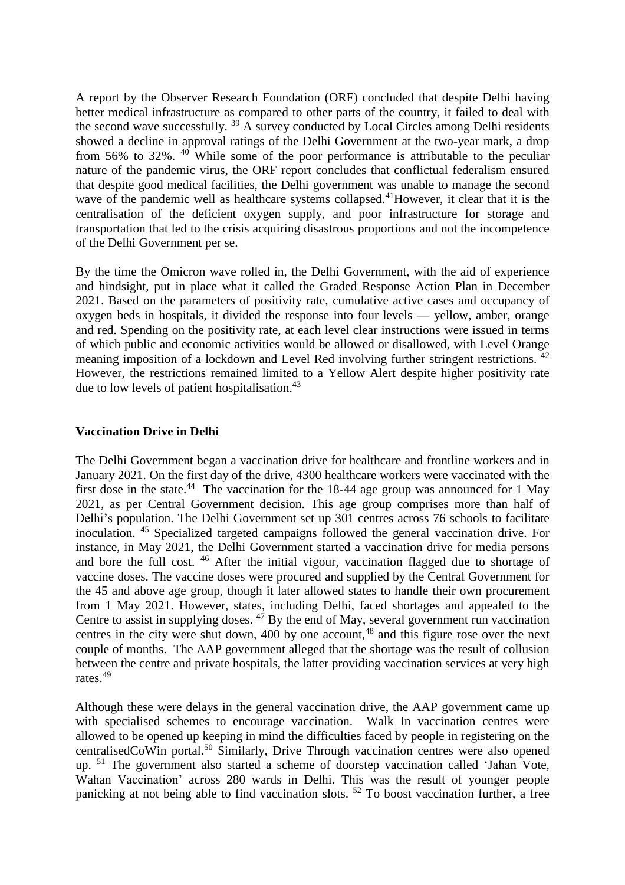A report by the Observer Research Foundation (ORF) concluded that despite Delhi having better medical infrastructure as compared to other parts of the country, it failed to deal with the second wave successfully. [39] A survey conducted by Local Circles among Delhi residents showed a decline in approval ratings of the Delhi Government at the two-year mark, a drop from 56% to 32%. [40] While some of the poor performance is attributable to the peculiar nature of the pandemic virus, the ORF report concludes that conflictual federalism ensured that despite good medical facilities, the Delhi government was unable to manage the second wave of the pandemic well as healthcare systems collapsed.[41]However, it clear that it is the centralisation of the deficient oxygen supply, and poor infrastructure for storage and transportation that led to the crisis acquiring disastrous proportions and not the incompetence of the Delhi Government per se.

By the time the Omicron wave rolled in, the Delhi Government, with the aid of experience and hindsight, put in place what it called the Graded Response Action Plan in December 2021. Based on the parameters of positivity rate, cumulative active cases and occupancy of oxygen beds in hospitals, it divided the response into four levels — yellow, amber, orange and red. Spending on the positivity rate, at each level clear instructions were issued in terms of which public and economic activities would be allowed or disallowed, with Level Orange meaning imposition of a lockdown and Level Red involving further stringent restrictions. [42] However, the restrictions remained limited to a Yellow Alert despite higher positivity rate due to low levels of patient hospitalisation.[43]

### Vaccination Drive in Delhi

The Delhi Government began a vaccination drive for healthcare and frontline workers and in January 2021. On the first day of the drive, 4300 healthcare workers were vaccinated with the first dose in the state.[44] The vaccination for the 18-44 age group was announced for 1 May 2021, as per Central Government decision. This age group comprises more than half of Delhi's population. The Delhi Government set up 301 centres across 76 schools to facilitate inoculation. [45] Specialized targeted campaigns followed the general vaccination drive. For instance, in May 2021, the Delhi Government started a vaccination drive for media persons and bore the full cost. [46] After the initial vigour, vaccination flagged due to shortage of vaccine doses. The vaccine doses were procured and supplied by the Central Government for the 45 and above age group, though it later allowed states to handle their own procurement from 1 May 2021. However, states, including Delhi, faced shortages and appealed to the Centre to assist in supplying doses. [47] By the end of May, several government run vaccination centres in the city were shut down, 400 by one account,[48] and this figure rose over the next couple of months. The AAP government alleged that the shortage was the result of collusion between the centre and private hospitals, the latter providing vaccination services at very high rates.[49]

Although these were delays in the general vaccination drive, the AAP government came up with specialised schemes to encourage vaccination. Walk In vaccination centres were allowed to be opened up keeping in mind the difficulties faced by people in registering on the centralisedCoWin portal.[50] Similarly, Drive Through vaccination centres were also opened up. [51] The government also started a scheme of doorstep vaccination called 'Jahan Vote, Wahan Vaccination' across 280 wards in Delhi. This was the result of younger people panicking at not being able to find vaccination slots. [52] To boost vaccination further, a free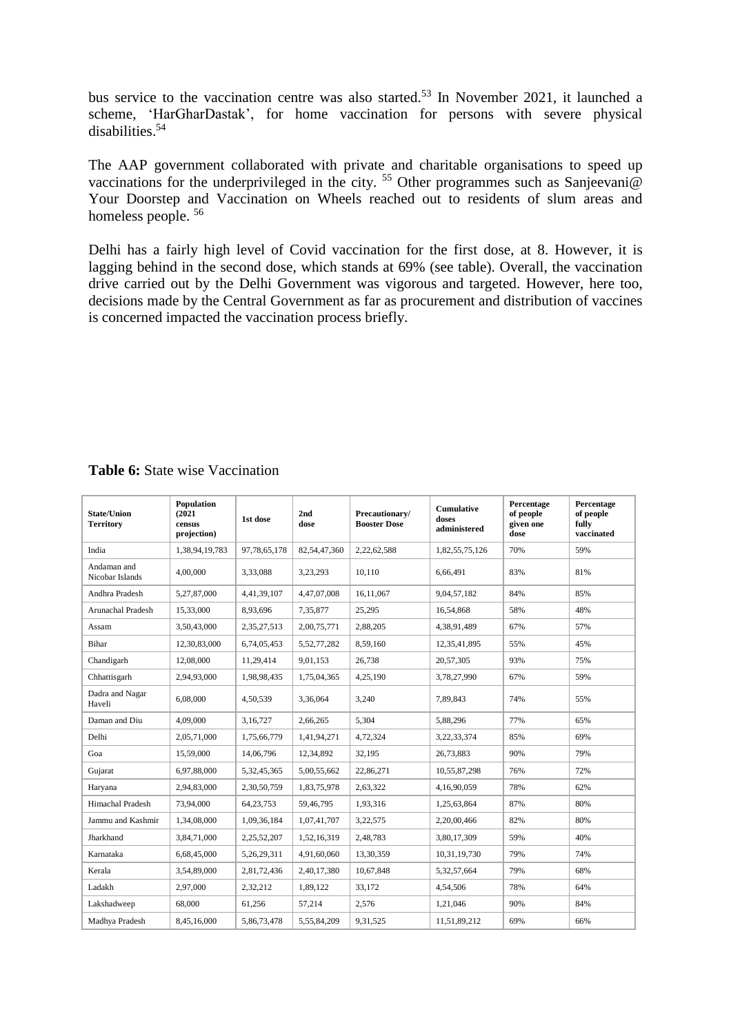bus service to the vaccination centre was also started.[53] In November 2021, it launched a scheme, 'HarGharDastak', for home vaccination for persons with severe physical disabilities.[54]

The AAP government collaborated with private and charitable organisations to speed up vaccinations for the underprivileged in the city. [55] Other programmes such as Sanjeevani@ Your Doorstep and Vaccination on Wheels reached out to residents of slum areas and homeless people. [56]

Delhi has a fairly high level of Covid vaccination for the first dose, at 8. However, it is lagging behind in the second dose, which stands at 69% (see table). Overall, the vaccination drive carried out by the Delhi Government was vigorous and targeted. However, here too, decisions made by the Central Government as far as procurement and distribution of vaccines is concerned impacted the vaccination process briefly.

**Table 6:** State wise Vaccination

| State/Union Territory | Population (2021 census projection) | 1st dose | 2nd dose | Precautionary/ Booster Dose | Cumulative doses administered | Percentage of people given one dose | Percentage of people fully vaccinated |
|---|---|---|---|---|---|---|---|
| India | 1,38,94,19,783 | 97,78,65,178 | 82,54,47,360 | 2,22,62,588 | 1,82,55,75,126 | 70% | 59% |
| Andaman and Nicobar Islands | 4,00,000 | 3,33,088 | 3,23,293 | 10,110 | 6,66,491 | 83% | 81% |
| Andhra Pradesh | 5,27,87,000 | 4,41,39,107 | 4,47,07,008 | 16,11,067 | 9,04,57,182 | 84% | 85% |
| Arunachal Pradesh | 15,33,000 | 8,93,696 | 7,35,877 | 25,295 | 16,54,868 | 58% | 48% |
| Assam | 3,50,43,000 | 2,35,27,513 | 2,00,75,771 | 2,88,205 | 4,38,91,489 | 67% | 57% |
| Bihar | 12,30,83,000 | 6,74,05,453 | 5,52,77,282 | 8,59,160 | 12,35,41,895 | 55% | 45% |
| Chandigarh | 12,08,000 | 11,29,414 | 9,01,153 | 26,738 | 20,57,305 | 93% | 75% |
| Chhattisgarh | 2,94,93,000 | 1,98,98,435 | 1,75,04,365 | 4,25,190 | 3,78,27,990 | 67% | 59% |
| Dadra and Nagar Haveli | 6,08,000 | 4,50,539 | 3,36,064 | 3,240 | 7,89,843 | 74% | 55% |
| Daman and Diu | 4,09,000 | 3,16,727 | 2,66,265 | 5,304 | 5,88,296 | 77% | 65% |
| Delhi | 2,05,71,000 | 1,75,66,779 | 1,41,94,271 | 4,72,324 | 3,22,33,374 | 85% | 69% |
| Goa | 15,59,000 | 14,06,796 | 12,34,892 | 32,195 | 26,73,883 | 90% | 79% |
| Gujarat | 6,97,88,000 | 5,32,45,365 | 5,00,55,662 | 22,86,271 | 10,55,87,298 | 76% | 72% |
| Haryana | 2,94,83,000 | 2,30,50,759 | 1,83,75,978 | 2,63,322 | 4,16,90,059 | 78% | 62% |
| Himachal Pradesh | 73,94,000 | 64,23,753 | 59,46,795 | 1,93,316 | 1,25,63,864 | 87% | 80% |
| Jammu and Kashmir | 1,34,08,000 | 1,09,36,184 | 1,07,41,707 | 3,22,575 | 2,20,00,466 | 82% | 80% |
| Jharkhand | 3,84,71,000 | 2,25,52,207 | 1,52,16,319 | 2,48,783 | 3,80,17,309 | 59% | 40% |
| Karnataka | 6,68,45,000 | 5,26,29,311 | 4,91,60,060 | 13,30,359 | 10,31,19,730 | 79% | 74% |
| Kerala | 3,54,89,000 | 2,81,72,436 | 2,40,17,380 | 10,67,848 | 5,32,57,664 | 79% | 68% |
| Ladakh | 2,97,000 | 2,32,212 | 1,89,122 | 33,172 | 4,54,506 | 78% | 64% |
| Lakshadweep | 68,000 | 61,256 | 57,214 | 2,576 | 1,21,046 | 90% | 84% |
| Madhya Pradesh | 8,45,16,000 | 5,86,73,478 | 5,55,84,209 | 9,31,525 | 11,51,89,212 | 69% | 66% |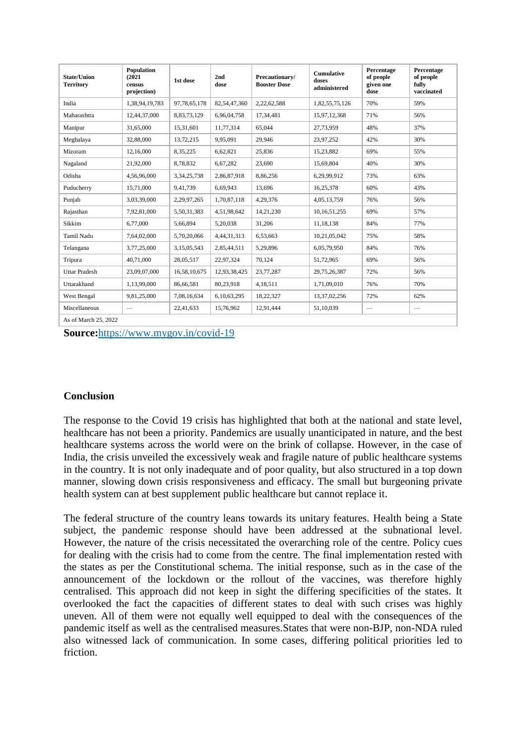| State/Union Territory | Population (2021 census projection) | 1st dose | 2nd dose | Precautionary/ Booster Dose | Cumulative doses administered | Percentage of people given one dose | Percentage of people fully vaccinated |
|---|---|---|---|---|---|---|---|
| India | 1,38,94,19,783 | 97,78,65,178 | 82,54,47,360 | 2,22,62,588 | 1,82,55,75,126 | 70% | 59% |
| Maharashtra | 12,44,37,000 | 8,83,73,129 | 6,96,04,758 | 17,34,481 | 15,97,12,368 | 71% | 56% |
| Manipur | 31,65,000 | 15,31,601 | 11,77,314 | 65,044 | 27,73,959 | 48% | 37% |
| Meghalaya | 32,88,000 | 13,72,215 | 9,95,091 | 29,946 | 23,97,252 | 42% | 30% |
| Mizoram | 12,16,000 | 8,35,225 | 6,62,821 | 25,836 | 15,23,882 | 69% | 55% |
| Nagaland | 21,92,000 | 8,78,832 | 6,67,282 | 23,690 | 15,69,804 | 40% | 30% |
| Odisha | 4,56,96,000 | 3,34,25,738 | 2,86,87,918 | 8,86,256 | 6,29,99,912 | 73% | 63% |
| Puducherry | 15,71,000 | 9,41,739 | 6,69,943 | 13,696 | 16,25,378 | 60% | 43% |
| Punjab | 3,03,39,000 | 2,29,97,265 | 1,70,87,118 | 4,29,376 | 4,05,13,759 | 76% | 56% |
| Rajasthan | 7,92,81,000 | 5,50,31,383 | 4,51,98,642 | 14,21,230 | 10,16,51,255 | 69% | 57% |
| Sikkim | 6,77,000 | 5,66,894 | 5,20,038 | 31,206 | 11,18,138 | 84% | 77% |
| Tamil Nadu | 7,64,02,000 | 5,70,20,066 | 4,44,31,313 | 6,53,663 | 10,21,05,042 | 75% | 58% |
| Telangana | 3,77,25,000 | 3,15,05,543 | 2,85,44,511 | 5,29,896 | 6,05,79,950 | 84% | 76% |
| Tripura | 40,71,000 | 28,05,517 | 22,97,324 | 70,124 | 51,72,965 | 69% | 56% |
| Uttar Pradesh | 23,09,07,000 | 16,58,10,675 | 12,93,38,425 | 23,77,287 | 29,75,26,387 | 72% | 56% |
| Uttarakhand | 1,13,99,000 | 86,66,581 | 80,23,918 | 4,18,511 | 1,71,09,010 | 76% | 70% |
| West Bengal | 9,81,25,000 | 7,08,16,634 | 6,10,63,295 | 18,22,327 | 13,37,02,256 | 72% | 62% |
| Miscellaneous | — | 22,41,633 | 15,76,962 | 12,91,444 | 51,10,039 | — | — |
| As of March 25, 2022 | | | | | | | |

**Source:**https://www.mygov.in/covid-19

## Conclusion

The response to the Covid 19 crisis has highlighted that both at the national and state level, healthcare has not been a priority. Pandemics are usually unanticipated in nature, and the best healthcare systems across the world were on the brink of collapse. However, in the case of India, the crisis unveiled the excessively weak and fragile nature of public healthcare systems in the country. It is not only inadequate and of poor quality, but also structured in a top down manner, slowing down crisis responsiveness and efficacy. The small but burgeoning private health system can at best supplement public healthcare but cannot replace it.

The federal structure of the country leans towards its unitary features. Health being a State subject, the pandemic response should have been addressed at the subnational level. However, the nature of the crisis necessitated the overarching role of the centre. Policy cues for dealing with the crisis had to come from the centre. The final implementation rested with the states as per the Constitutional schema. The initial response, such as in the case of the announcement of the lockdown or the rollout of the vaccines, was therefore highly centralised. This approach did not keep in sight the differing specificities of the states. It overlooked the fact the capacities of different states to deal with such crises was highly uneven. All of them were not equally well equipped to deal with the consequences of the pandemic itself as well as the centralised measures.States that were non-BJP, non-NDA ruled also witnessed lack of communication. In some cases, differing political priorities led to friction.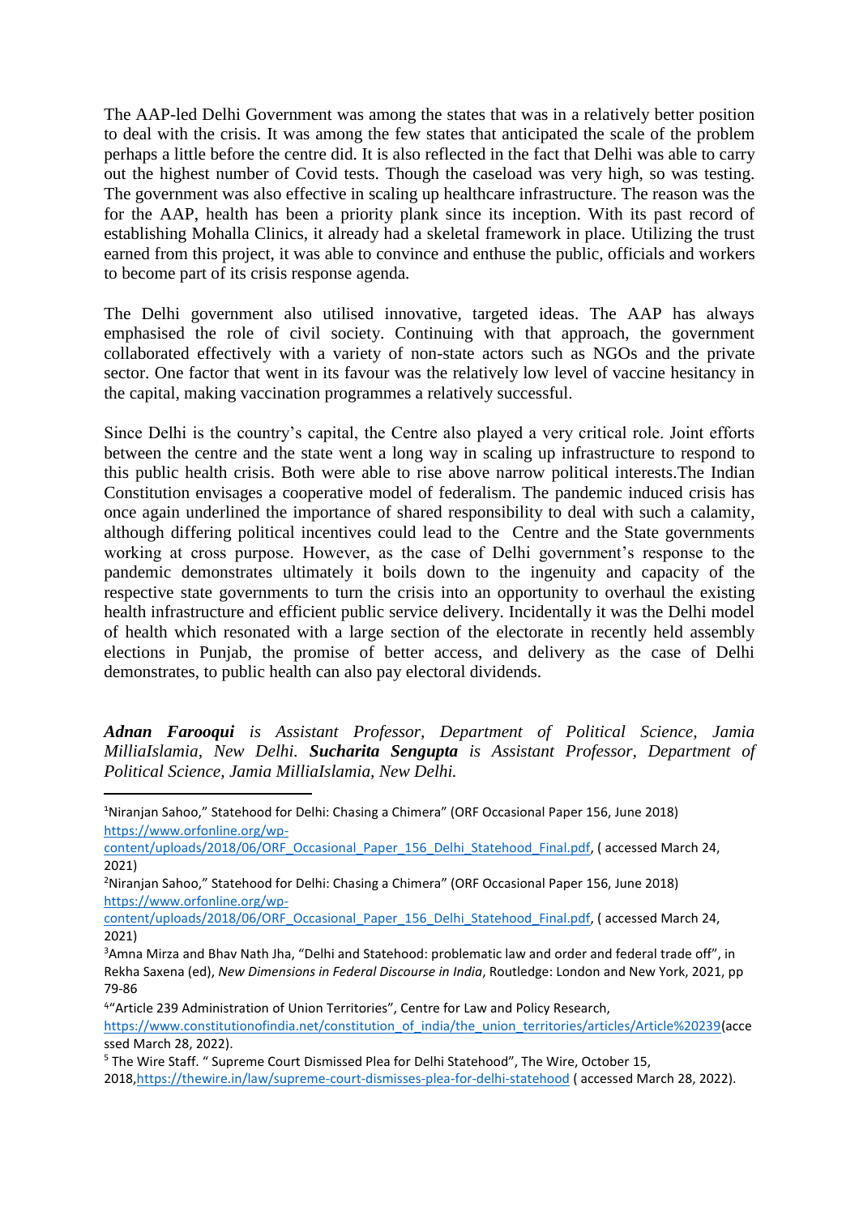The AAP-led Delhi Government was among the states that was in a relatively better position to deal with the crisis. It was among the few states that anticipated the scale of the problem perhaps a little before the centre did. It is also reflected in the fact that Delhi was able to carry out the highest number of Covid tests. Though the caseload was very high, so was testing. The government was also effective in scaling up healthcare infrastructure. The reason was the for the AAP, health has been a priority plank since its inception. With its past record of establishing Mohalla Clinics, it already had a skeletal framework in place. Utilizing the trust earned from this project, it was able to convince and enthuse the public, officials and workers to become part of its crisis response agenda.

The Delhi government also utilised innovative, targeted ideas. The AAP has always emphasised the role of civil society. Continuing with that approach, the government collaborated effectively with a variety of non-state actors such as NGOs and the private sector. One factor that went in its favour was the relatively low level of vaccine hesitancy in the capital, making vaccination programmes a relatively successful.

Since Delhi is the country's capital, the Centre also played a very critical role. Joint efforts between the centre and the state went a long way in scaling up infrastructure to respond to this public health crisis. Both were able to rise above narrow political interests.The Indian Constitution envisages a cooperative model of federalism. The pandemic induced crisis has once again underlined the importance of shared responsibility to deal with such a calamity, although differing political incentives could lead to the Centre and the State governments working at cross purpose. However, as the case of Delhi government's response to the pandemic demonstrates ultimately it boils down to the ingenuity and capacity of the respective state governments to turn the crisis into an opportunity to overhaul the existing health infrastructure and efficient public service delivery. Incidentally it was the Delhi model of health which resonated with a large section of the electorate in recently held assembly elections in Punjab, the promise of better access, and delivery as the case of Delhi demonstrates, to public health can also pay electoral dividends.

***Adnan Farooqui*** *is Assistant Professor, Department of Political Science, Jamia MilliaIslamia, New Delhi.* ***Sucharita Sengupta*** *is Assistant Professor, Department of Political Science, Jamia MilliaIslamia, New Delhi.*

---

[1] Niranjan Sahoo," Statehood for Delhi: Chasing a Chimera" (ORF Occasional Paper 156, June 2018) https://www.orfonline.org/wp-content/uploads/2018/06/ORF_Occasional_Paper_156_Delhi_Statehood_Final.pdf, ( accessed March 24, 2021)

[2] Niranjan Sahoo," Statehood for Delhi: Chasing a Chimera" (ORF Occasional Paper 156, June 2018) https://www.orfonline.org/wp-content/uploads/2018/06/ORF_Occasional_Paper_156_Delhi_Statehood_Final.pdf, ( accessed March 24, 2021)

[3] Amna Mirza and Bhav Nath Jha, "Delhi and Statehood: problematic law and order and federal trade off", in Rekha Saxena (ed), *New Dimensions in Federal Discourse in India*, Routledge: London and New York, 2021, pp 79-86

[4] "Article 239 Administration of Union Territories", Centre for Law and Policy Research, https://www.constitutionofindia.net/constitution_of_india/the_union_territories/articles/Article%20239(accessed March 28, 2022).

[5] The Wire Staff. " Supreme Court Dismissed Plea for Delhi Statehood", The Wire, October 15, 2018,https://thewire.in/law/supreme-court-dismisses-plea-for-delhi-statehood ( accessed March 28, 2022).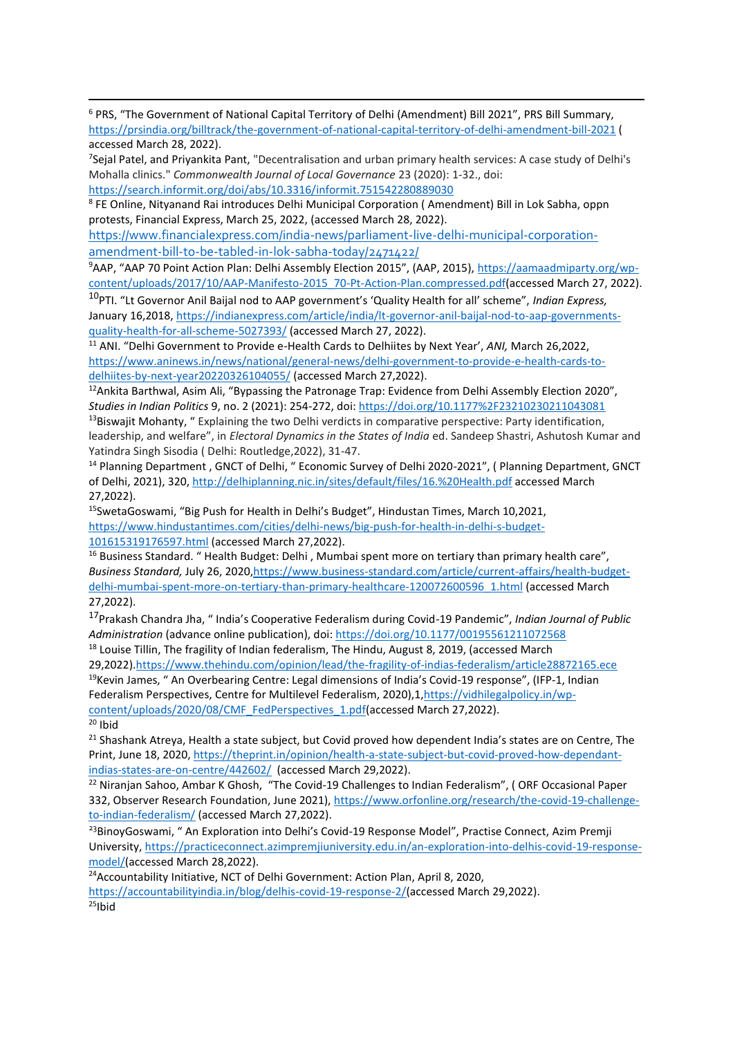[6] PRS, "The Government of National Capital Territory of Delhi (Amendment) Bill 2021", PRS Bill Summary, https://prsindia.org/billtrack/the-government-of-national-capital-territory-of-delhi-amendment-bill-2021 ( accessed March 28, 2022).

[7]Sejal Patel, and Priyankita Pant, "Decentralisation and urban primary health services: A case study of Delhi's Mohalla clinics." *Commonwealth Journal of Local Governance* 23 (2020): 1-32., doi: https://search.informit.org/doi/abs/10.3316/informit.751542280889030

[8] FE Online, Nityanand Rai introduces Delhi Municipal Corporation ( Amendment) Bill in Lok Sabha, oppn protests, Financial Express, March 25, 2022, (accessed March 28, 2022). https://www.financialexpress.com/india-news/parliament-live-delhi-municipal-corporation-amendment-bill-to-be-tabled-in-lok-sabha-today/2471422/

[9]AAP, "AAP 70 Point Action Plan: Delhi Assembly Election 2015", (AAP, 2015), https://aamaadmiparty.org/wp-content/uploads/2017/10/AAP-Manifesto-2015_70-Pt-Action-Plan.compressed.pdf(accessed March 27, 2022).

[10]PTI. "Lt Governor Anil Baijal nod to AAP government's 'Quality Health for all' scheme", *Indian Express,* January 16,2018, https://indianexpress.com/article/india/lt-governor-anil-baijal-nod-to-aap-governments-quality-health-for-all-scheme-5027393/ (accessed March 27, 2022).

[11] ANI. "Delhi Government to Provide e-Health Cards to Delhiites by Next Year', *ANI,* March 26,2022, https://www.aninews.in/news/national/general-news/delhi-government-to-provide-e-health-cards-to-delhiites-by-next-year20220326104055/ (accessed March 27,2022).

[12]Ankita Barthwal, Asim Ali, "Bypassing the Patronage Trap: Evidence from Delhi Assembly Election 2020", *Studies in Indian Politics* 9, no. 2 (2021): 254-272, doi: https://doi.org/10.1177%2F23210230211043081

[13]Biswajit Mohanty, " Explaining the two Delhi verdicts in comparative perspective: Party identification, leadership, and welfare", in *Electoral Dynamics in the States of India* ed. Sandeep Shastri, Ashutosh Kumar and Yatindra Singh Sisodia ( Delhi: Routledge,2022), 31-47.

[14] Planning Department , GNCT of Delhi, " Economic Survey of Delhi 2020-2021", ( Planning Department, GNCT of Delhi, 2021), 320, http://delhiplanning.nic.in/sites/default/files/16.%20Health.pdf accessed March 27,2022).

[15]SwetaGoswami, "Big Push for Health in Delhi's Budget", Hindustan Times, March 10,2021, https://www.hindustantimes.com/cities/delhi-news/big-push-for-health-in-delhi-s-budget-101615319176597.html (accessed March 27,2022).

[16] Business Standard. " Health Budget: Delhi , Mumbai spent more on tertiary than primary health care", *Business Standard,* July 26, 2020,https://www.business-standard.com/article/current-affairs/health-budget-delhi-mumbai-spent-more-on-tertiary-than-primary-healthcare-120072600596_1.html (accessed March 27,2022).

[17]Prakash Chandra Jha, " India's Cooperative Federalism during Covid-19 Pandemic", *Indian Journal of Public Administration* (advance online publication), doi: https://doi.org/10.1177/00195561211072568

[18] Louise Tillin, The fragility of Indian federalism, The Hindu, August 8, 2019, (accessed March 29,2022).https://www.thehindu.com/opinion/lead/the-fragility-of-indias-federalism/article28872165.ece

[19]Kevin James, " An Overbearing Centre: Legal dimensions of India's Covid-19 response", (IFP-1, Indian Federalism Perspectives, Centre for Multilevel Federalism, 2020),1,https://vidhilegalpolicy.in/wp-content/uploads/2020/08/CMF_FedPerspectives_1.pdf(accessed March 27,2022).

[20] Ibid

[21] Shashank Atreya, Health a state subject, but Covid proved how dependent India's states are on Centre, The Print, June 18, 2020, https://theprint.in/opinion/health-a-state-subject-but-covid-proved-how-dependant-indias-states-are-on-centre/442602/ (accessed March 29,2022).

[22] Niranjan Sahoo, Ambar K Ghosh, "The Covid-19 Challenges to Indian Federalism", ( ORF Occasional Paper 332, Observer Research Foundation, June 2021), https://www.orfonline.org/research/the-covid-19-challenge-to-indian-federalism/ (accessed March 27,2022).

[23]BinoyGoswami, " An Exploration into Delhi's Covid-19 Response Model", Practise Connect, Azim Premji University, https://practiceconnect.azimpremjiuniversity.edu.in/an-exploration-into-delhis-covid-19-response-model/(accessed March 28,2022).

[24]Accountability Initiative, NCT of Delhi Government: Action Plan, April 8, 2020, https://accountabilityindia.in/blog/delhis-covid-19-response-2/(accessed March 29,2022).

[25]Ibid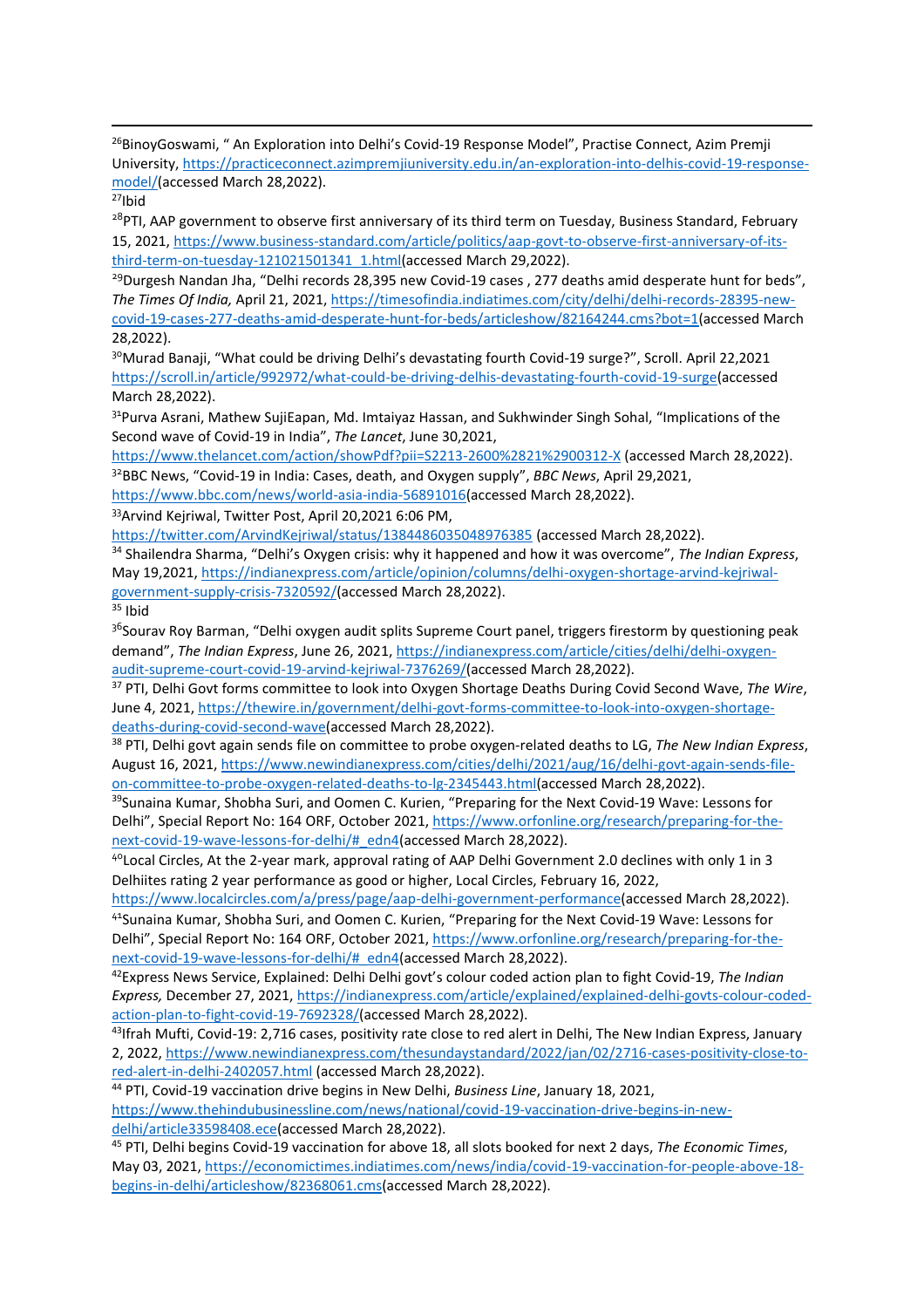[26]BinoyGoswami, " An Exploration into Delhi's Covid-19 Response Model", Practise Connect, Azim Premji University, https://practiceconnect.azimpremjiuniversity.edu.in/an-exploration-into-delhis-covid-19-response-model/(accessed March 28,2022).

[27]Ibid

[28]PTI, AAP government to observe first anniversary of its third term on Tuesday, Business Standard, February 15, 2021, https://www.business-standard.com/article/politics/aap-govt-to-observe-first-anniversary-of-its-third-term-on-tuesday-121021501341_1.html(accessed March 29,2022).

[29]Durgesh Nandan Jha, "Delhi records 28,395 new Covid-19 cases , 277 deaths amid desperate hunt for beds", *The Times Of India,* April 21, 2021, https://timesofindia.indiatimes.com/city/delhi/delhi-records-28395-new-covid-19-cases-277-deaths-amid-desperate-hunt-for-beds/articleshow/82164244.cms?bot=1(accessed March 28,2022).

[30]Murad Banaji, "What could be driving Delhi's devastating fourth Covid-19 surge?", Scroll. April 22,2021 https://scroll.in/article/992972/what-could-be-driving-delhis-devastating-fourth-covid-19-surge(accessed March 28,2022).

[31]Purva Asrani, Mathew SujiEapan, Md. Imtaiyaz Hassan, and Sukhwinder Singh Sohal, "Implications of the Second wave of Covid-19 in India", *The Lancet*, June 30,2021, https://www.thelancet.com/action/showPdf?pii=S2213-2600%2821%2900312-X (accessed March 28,2022).

[32]BBC News, "Covid-19 in India: Cases, death, and Oxygen supply", *BBC News*, April 29,2021, https://www.bbc.com/news/world-asia-india-56891016(accessed March 28,2022).

[33]Arvind Kejriwal, Twitter Post, April 20,2021 6:06 PM, https://twitter.com/ArvindKejriwal/status/1384486035048976385 (accessed March 28,2022).

[34] Shailendra Sharma, "Delhi's Oxygen crisis: why it happened and how it was overcome", *The Indian Express*, May 19,2021, https://indianexpress.com/article/opinion/columns/delhi-oxygen-shortage-arvind-kejriwal-government-supply-crisis-7320592/(accessed March 28,2022).

[35] Ibid

[36]Sourav Roy Barman, "Delhi oxygen audit splits Supreme Court panel, triggers firestorm by questioning peak demand", *The Indian Express*, June 26, 2021, https://indianexpress.com/article/cities/delhi/delhi-oxygen-audit-supreme-court-covid-19-arvind-kejriwal-7376269/(accessed March 28,2022).

[37] PTI, Delhi Govt forms committee to look into Oxygen Shortage Deaths During Covid Second Wave, *The Wire*, June 4, 2021, https://thewire.in/government/delhi-govt-forms-committee-to-look-into-oxygen-shortage-deaths-during-covid-second-wave(accessed March 28,2022).

[38] PTI, Delhi govt again sends file on committee to probe oxygen-related deaths to LG, *The New Indian Express*, August 16, 2021, https://www.newindianexpress.com/cities/delhi/2021/aug/16/delhi-govt-again-sends-file-on-committee-to-probe-oxygen-related-deaths-to-lg-2345443.html(accessed March 28,2022).

[39]Sunaina Kumar, Shobha Suri, and Oomen C. Kurien, "Preparing for the Next Covid-19 Wave: Lessons for Delhi", Special Report No: 164 ORF, October 2021, https://www.orfonline.org/research/preparing-for-the-next-covid-19-wave-lessons-for-delhi/#_edn4(accessed March 28,2022).

[40]Local Circles, At the 2-year mark, approval rating of AAP Delhi Government 2.0 declines with only 1 in 3 Delhiites rating 2 year performance as good or higher, Local Circles, February 16, 2022, https://www.localcircles.com/a/press/page/aap-delhi-government-performance(accessed March 28,2022).

[41]Sunaina Kumar, Shobha Suri, and Oomen C. Kurien, "Preparing for the Next Covid-19 Wave: Lessons for Delhi", Special Report No: 164 ORF, October 2021, https://www.orfonline.org/research/preparing-for-the-next-covid-19-wave-lessons-for-delhi/#_edn4(accessed March 28,2022).

[42]Express News Service, Explained: Delhi Delhi govt's colour coded action plan to fight Covid-19, *The Indian Express,* December 27, 2021, https://indianexpress.com/article/explained/explained-delhi-govts-colour-coded-action-plan-to-fight-covid-19-7692328/(accessed March 28,2022).

[43]Ifrah Mufti, Covid-19: 2,716 cases, positivity rate close to red alert in Delhi, The New Indian Express, January 2, 2022, https://www.newindianexpress.com/thesundaystandard/2022/jan/02/2716-cases-positivity-close-to-red-alert-in-delhi-2402057.html (accessed March 28,2022).

[44] PTI, Covid-19 vaccination drive begins in New Delhi, *Business Line*, January 18, 2021, https://www.thehindubusinessline.com/news/national/covid-19-vaccination-drive-begins-in-new-delhi/article33598408.ece(accessed March 28,2022).

[45] PTI, Delhi begins Covid-19 vaccination for above 18, all slots booked for next 2 days, *The Economic Times*, May 03, 2021, https://economictimes.indiatimes.com/news/india/covid-19-vaccination-for-people-above-18-begins-in-delhi/articleshow/82368061.cms(accessed March 28,2022).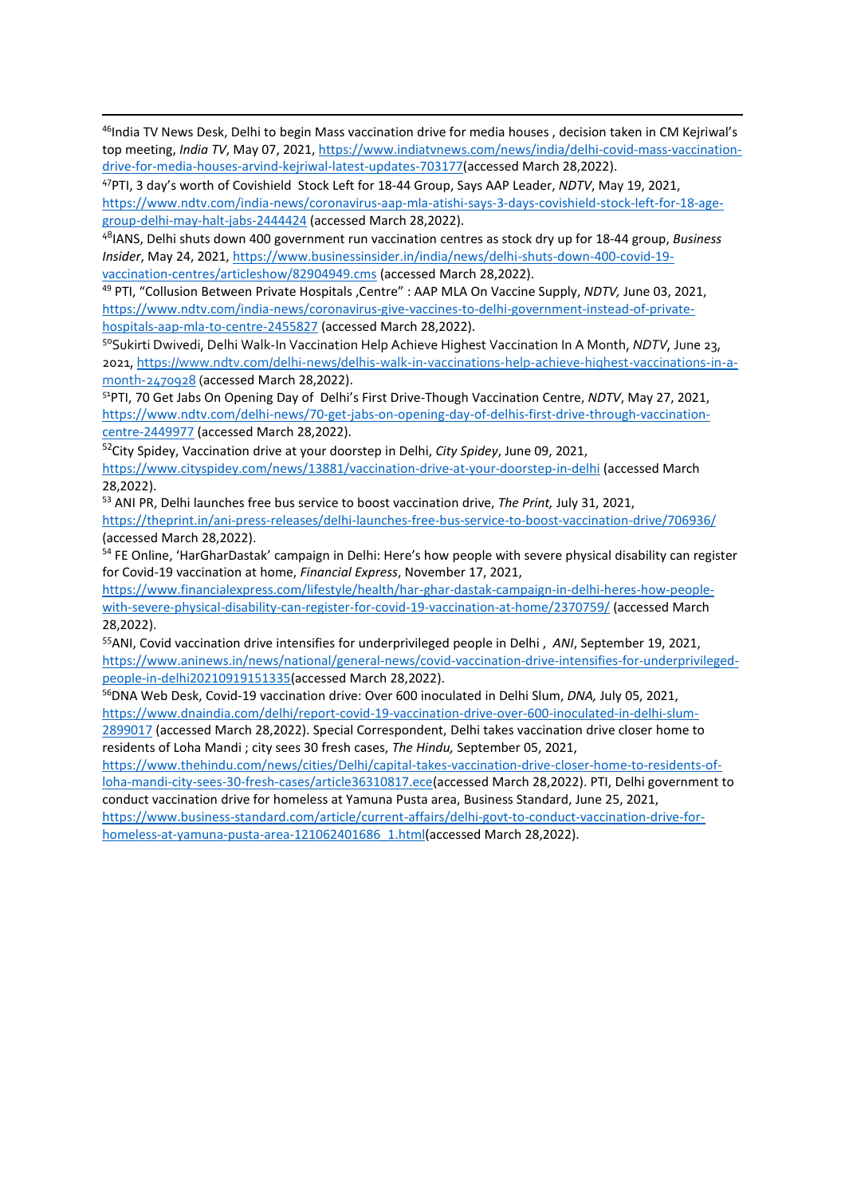[46]India TV News Desk, Delhi to begin Mass vaccination drive for media houses , decision taken in CM Kejriwal's top meeting, *India TV*, May 07, 2021, https://www.indiatvnews.com/news/india/delhi-covid-mass-vaccination-drive-for-media-houses-arvind-kejriwal-latest-updates-703177(accessed March 28,2022).

[47]PTI, 3 day's worth of Covishield Stock Left for 18-44 Group, Says AAP Leader, *NDTV*, May 19, 2021, https://www.ndtv.com/india-news/coronavirus-aap-mla-atishi-says-3-days-covishield-stock-left-for-18-age-group-delhi-may-halt-jabs-2444424 (accessed March 28,2022).

[48]IANS, Delhi shuts down 400 government run vaccination centres as stock dry up for 18-44 group, *Business Insider*, May 24, 2021, https://www.businessinsider.in/india/news/delhi-shuts-down-400-covid-19-vaccination-centres/articleshow/82904949.cms (accessed March 28,2022).

[49] PTI, "Collusion Between Private Hospitals ,Centre" : AAP MLA On Vaccine Supply, *NDTV,* June 03, 2021, https://www.ndtv.com/india-news/coronavirus-give-vaccines-to-delhi-government-instead-of-private-hospitals-aap-mla-to-centre-2455827 (accessed March 28,2022).

[50]Sukirti Dwivedi, Delhi Walk-In Vaccination Help Achieve Highest Vaccination In A Month, *NDTV*, June 23, 2021, https://www.ndtv.com/delhi-news/delhis-walk-in-vaccinations-help-achieve-highest-vaccinations-in-a-month-2470928 (accessed March 28,2022).

[51]PTI, 70 Get Jabs On Opening Day of Delhi's First Drive-Though Vaccination Centre, *NDTV*, May 27, 2021, https://www.ndtv.com/delhi-news/70-get-jabs-on-opening-day-of-delhis-first-drive-through-vaccination-centre-2449977 (accessed March 28,2022).

[52]City Spidey, Vaccination drive at your doorstep in Delhi, *City Spidey*, June 09, 2021, https://www.cityspidey.com/news/13881/vaccination-drive-at-your-doorstep-in-delhi (accessed March 28,2022).

[53] ANI PR, Delhi launches free bus service to boost vaccination drive, *The Print,* July 31, 2021, https://theprint.in/ani-press-releases/delhi-launches-free-bus-service-to-boost-vaccination-drive/706936/ (accessed March 28,2022).

[54] FE Online, 'HarGharDastak' campaign in Delhi: Here's how people with severe physical disability can register for Covid-19 vaccination at home, *Financial Express*, November 17, 2021, https://www.financialexpress.com/lifestyle/health/har-ghar-dastak-campaign-in-delhi-heres-how-people-with-severe-physical-disability-can-register-for-covid-19-vaccination-at-home/2370759/ (accessed March 28,2022).

[55]ANI, Covid vaccination drive intensifies for underprivileged people in Delhi , *ANI*, September 19, 2021, https://www.aninews.in/news/national/general-news/covid-vaccination-drive-intensifies-for-underprivileged-people-in-delhi20210919151335(accessed March 28,2022).

[56]DNA Web Desk, Covid-19 vaccination drive: Over 600 inoculated in Delhi Slum, *DNA,* July 05, 2021, https://www.dnaindia.com/delhi/report-covid-19-vaccination-drive-over-600-inoculated-in-delhi-slum-2899017 (accessed March 28,2022). Special Correspondent, Delhi takes vaccination drive closer home to residents of Loha Mandi ; city sees 30 fresh cases, *The Hindu,* September 05, 2021, https://www.thehindu.com/news/cities/Delhi/capital-takes-vaccination-drive-closer-home-to-residents-of-loha-mandi-city-sees-30-fresh-cases/article36310817.ece(accessed March 28,2022). PTI, Delhi government to conduct vaccination drive for homeless at Yamuna Pusta area, Business Standard, June 25, 2021, https://www.business-standard.com/article/current-affairs/delhi-govt-to-conduct-vaccination-drive-for-homeless-at-yamuna-pusta-area-121062401686_1.html(accessed March 28,2022).